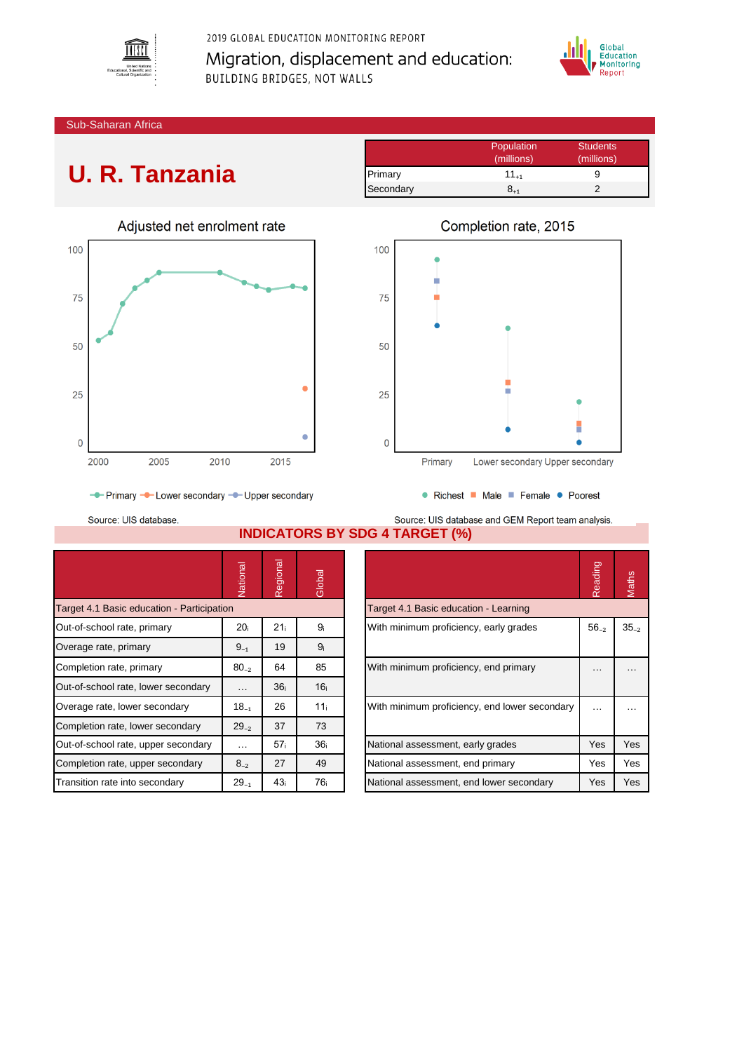2019 GLOBAL EDUCATION MONITORING REPORT

Migration, displacement and education: BUILDING BRIDGES, NOT WALLS

Sub-Saharan Africa

# U. R. Tanzania

| | Population (millions) | Students (millions) |
|---|---|---|
| Primary | $11_{+1}$ | 9 |
| Secondary | $8_{+1}$ | 2 |

## Adjusted net enrolment rate

— Primary — Lower secondary — Upper secondary

Source: UIS database.

## Completion rate, 2015

● Richest ■ Male ■ Female ● Poorest

Source: UIS database and GEM Report team analysis.

## INDICATORS BY SDG 4 TARGET (%)

| | National | Regional | Global |
|---|---|---|---|
| **Target 4.1 Basic education - Participation** | | | |
| Out-of-school rate, primary | $20_i$ | $21_i$ | $9_i$ |
| Overage rate, primary | $9_{-1}$ | 19 | $9_i$ |
| Completion rate, primary | $80_{-2}$ | 64 | 85 |
| Out-of-school rate, lower secondary | … | $36_i$ | $16_i$ |
| Overage rate, lower secondary | $18_{-1}$ | 26 | $11_i$ |
| Completion rate, lower secondary | $29_{-2}$ | 37 | 73 |
| Out-of-school rate, upper secondary | … | $57_i$ | $36_i$ |
| Completion rate, upper secondary | $8_{-2}$ | 27 | 49 |
| Transition rate into secondary | $29_{-1}$ | $43_i$ | $76_i$ |

| | Reading | Maths |
|---|---|---|
| **Target 4.1 Basic education - Learning** | | |
| With minimum proficiency, early grades | $56_{-2}$ | $35_{-2}$ |
| With minimum proficiency, end primary | … | … |
| With minimum proficiency, end lower secondary | … | … |
| National assessment, early grades | Yes | Yes |
| National assessment, end primary | Yes | Yes |
| National assessment, end lower secondary | Yes | Yes |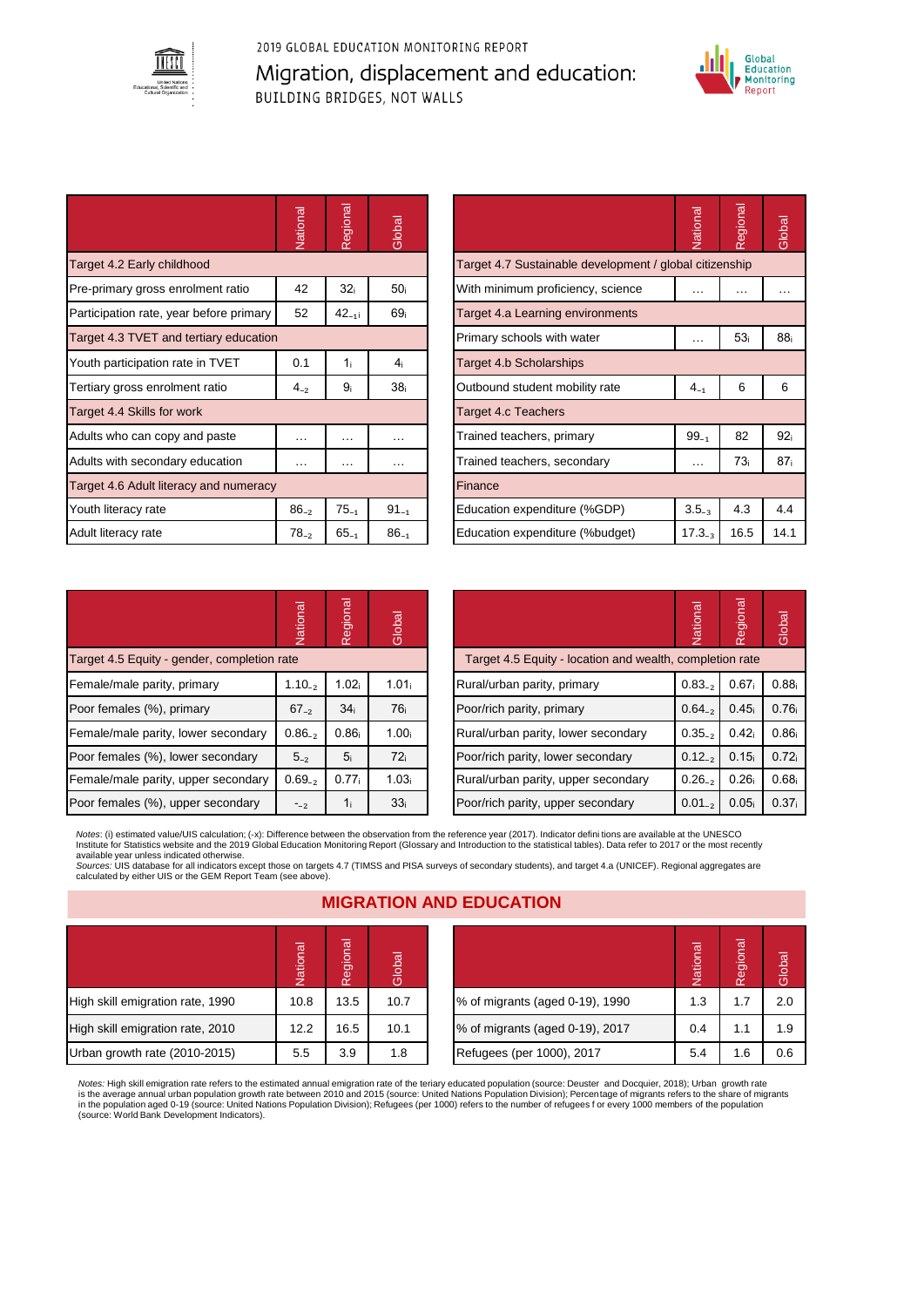2019 GLOBAL EDUCATION MONITORING REPORT

# Migration, displacement and education:

BUILDING BRIDGES, NOT WALLS

| | National | Regional | Global |
|---|---|---|---|
| **Target 4.2 Early childhood** | | | |
| Pre-primary gross enrolment ratio | 42 | $32_i$ | $50_i$ |
| Participation rate, year before primary | 52 | $42_{-1i}$ | $69_i$ |
| **Target 4.3 TVET and tertiary education** | | | |
| Youth participation rate in TVET | 0.1 | $1_i$ | $4_i$ |
| Tertiary gross enrolment ratio | $4_{-2}$ | $9_i$ | $38_i$ |
| **Target 4.4 Skills for work** | | | |
| Adults who can copy and paste | … | … | … |
| Adults with secondary education | … | … | … |
| **Target 4.6 Adult literacy and numeracy** | | | |
| Youth literacy rate | $86_{-2}$ | $75_{-1}$ | $91_{-1}$ |
| Adult literacy rate | $78_{-2}$ | $65_{-1}$ | $86_{-1}$ |

| | National | Regional | Global |
|---|---|---|---|
| **Target 4.7 Sustainable development / global citizenship** | | | |
| With minimum proficiency, science | … | … | … |
| **Target 4.a Learning environments** | | | |
| Primary schools with water | … | $53_i$ | $88_i$ |
| **Target 4.b Scholarships** | | | |
| Outbound student mobility rate | $4_{-1}$ | 6 | 6 |
| **Target 4.c Teachers** | | | |
| Trained teachers, primary | $99_{-1}$ | 82 | $92_i$ |
| Trained teachers, secondary | … | $73_i$ | $87_i$ |
| **Finance** | | | |
| Education expenditure (%GDP) | $3.5_{-3}$ | 4.3 | 4.4 |
| Education expenditure (%budget) | $17.3_{-3}$ | 16.5 | 14.1 |

| | National | Regional | Global |
|---|---|---|---|
| **Target 4.5 Equity - gender, completion rate** | | | |
| Female/male parity, primary | $1.10_{-2}$ | $1.02_i$ | $1.01_i$ |
| Poor females (%), primary | $67_{-2}$ | $34_i$ | $76_i$ |
| Female/male parity, lower secondary | $0.86_{-2}$ | $0.86_i$ | $1.00_i$ |
| Poor females (%), lower secondary | $5_{-2}$ | $5_i$ | $72_i$ |
| Female/male parity, upper secondary | $0.69_{-2}$ | $0.77_i$ | $1.03_i$ |
| Poor females (%), upper secondary | $-_{-2}$ | $1_i$ | $33_i$ |

| | National | Regional | Global |
|---|---|---|---|
| **Target 4.5 Equity - location and wealth, completion rate** | | | |
| Rural/urban parity, primary | $0.83_{-2}$ | $0.67_i$ | $0.88_i$ |
| Poor/rich parity, primary | $0.64_{-2}$ | $0.45_i$ | $0.76_i$ |
| Rural/urban parity, lower secondary | $0.35_{-2}$ | $0.42_i$ | $0.86_i$ |
| Poor/rich parity, lower secondary | $0.12_{-2}$ | $0.15_i$ | $0.72_i$ |
| Rural/urban parity, upper secondary | $0.26_{-2}$ | $0.26_i$ | $0.68_i$ |
| Poor/rich parity, upper secondary | $0.01_{-2}$ | $0.05_i$ | $0.37_i$ |

*Notes*: (i) estimated value/UIS calculation; (-x): Difference between the observation from the reference year (2017). Indicator definitions are available at the UNESCO Institute for Statistics website and the 2019 Global Education Monitoring Report (Glossary and Introduction to the statistical tables). Data refer to 2017 or the most recently available year unless indicated otherwise.
*Sources*: UIS database for all indicators except those on targets 4.7 (TIMSS and PISA surveys of secondary students), and target 4.a (UNICEF). Regional aggregates are calculated by either UIS or the GEM Report Team (see above).

## MIGRATION AND EDUCATION

| | National | Regional | Global |
|---|---|---|---|
| High skill emigration rate, 1990 | 10.8 | 13.5 | 10.7 |
| High skill emigration rate, 2010 | 12.2 | 16.5 | 10.1 |
| Urban growth rate (2010-2015) | 5.5 | 3.9 | 1.8 |

| | National | Regional | Global |
|---|---|---|---|
| % of migrants (aged 0-19), 1990 | 1.3 | 1.7 | 2.0 |
| % of migrants (aged 0-19), 2017 | 0.4 | 1.1 | 1.9 |
| Refugees (per 1000), 2017 | 5.4 | 1.6 | 0.6 |

*Notes*: High skill emigration rate refers to the estimated annual emigration rate of the teriary educated population (source: Deuster and Docquier, 2018); Urban growth rate is the average annual urban population growth rate between 2010 and 2015 (source: United Nations Population Division); Percentage of migrants refers to the share of migrants in the population aged 0-19 (source: United Nations Population Division); Refugees (per 1000) refers to the number of refugees f or every 1000 members of the population (source: World Bank Development Indicators).